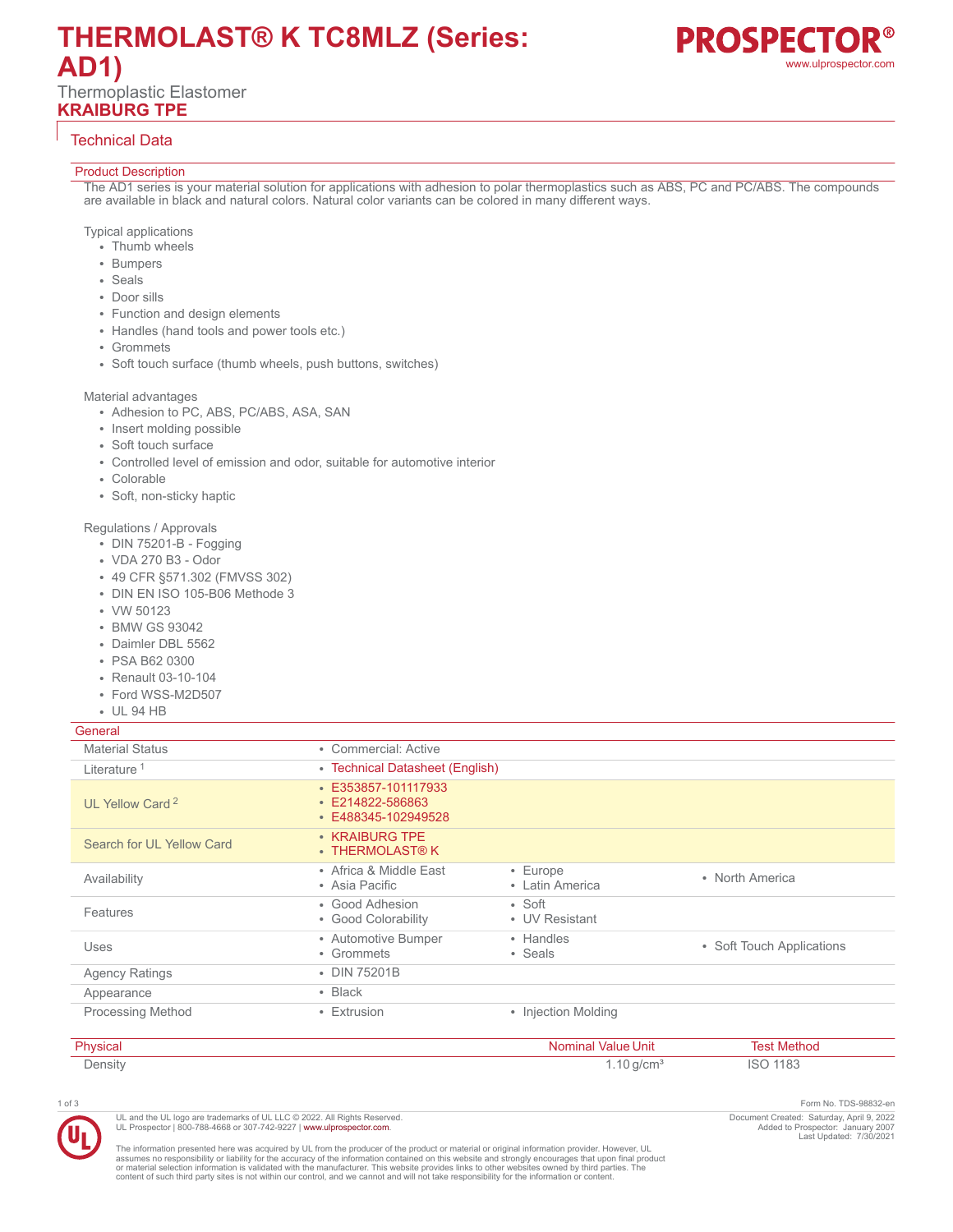# THERMOLAST® K TC8MLZ (Series: AD1)

Thermoplastic Elastomer

**KRAIBURG TPE**

## Technical Data

### Product Description

The AD1 series is your material solution for applications with adhesion to polar thermoplastics such as ABS, PC and PC/ABS. The compounds are available in black and natural colors. Natural color variants can be colored in many different ways.

Typical applications

- Thumb wheels
- Bumpers
- Seals
- Door sills
- Function and design elements
- Handles (hand tools and power tools etc.)
- Grommets
- Soft touch surface (thumb wheels, push buttons, switches)

Material advantages

- Adhesion to PC, ABS, PC/ABS, ASA, SAN
- Insert molding possible
- Soft touch surface
- Controlled level of emission and odor, suitable for automotive interior
- Colorable
- Soft, non-sticky haptic

Regulations / Approvals

- DIN 75201-B - Fogging
- VDA 270 B3 - Odor
- 49 CFR §571.302 (FMVSS 302)
- DIN EN ISO 105-B06 Methode 3
- VW 50123
- BMW GS 93042
- Daimler DBL 5562
- PSA B62 0300
- Renault 03-10-104
- Ford WSS-M2D507
- UL 94 HB

### General

| | | | |
|---|---|---|---|
| Material Status | • Commercial: Active | | |
| Literature [1] | • Technical Datasheet (English) | | |
| UL Yellow Card [2] | • E353857-101117933<br>• E214822-586863<br>• E488345-102949528 | | |
| Search for UL Yellow Card | • KRAIBURG TPE<br>• THERMOLAST® K | | |
| Availability | • Africa & Middle East<br>• Asia Pacific | • Europe<br>• Latin America | • North America |
| Features | • Good Adhesion<br>• Good Colorability | • Soft<br>• UV Resistant | |
| Uses | • Automotive Bumper<br>• Grommets | • Handles<br>• Seals | • Soft Touch Applications |
| Agency Ratings | • DIN 75201B | | |
| Appearance | • Black | | |
| Processing Method | • Extrusion | • Injection Molding | |

| Physical | Nominal Value | Unit | Test Method |
|---|---|---|---|
| Density | 1.10 | g/cm³ | ISO 1183 |

Form No. TDS-98832-en

UL and the UL logo are trademarks of UL LLC © 2022. All Rights Reserved.
UL Prospector | 800-788-4668 or 307-742-9227 | www.ulprospector.com.

Document Created: Saturday, April 9, 2022
Added to Prospector: January 2007
Last Updated: 7/30/2021

The information presented here was acquired by UL from the producer of the product or material or original information provider. However, UL assumes no responsibility or liability for the accuracy of the information contained on this website and strongly encourages that upon final product or material selection information is validated with the manufacturer. This website provides links to other websites owned by third parties. The content of such third party sites is not within our control, and we cannot and will not take responsibility for the information or content.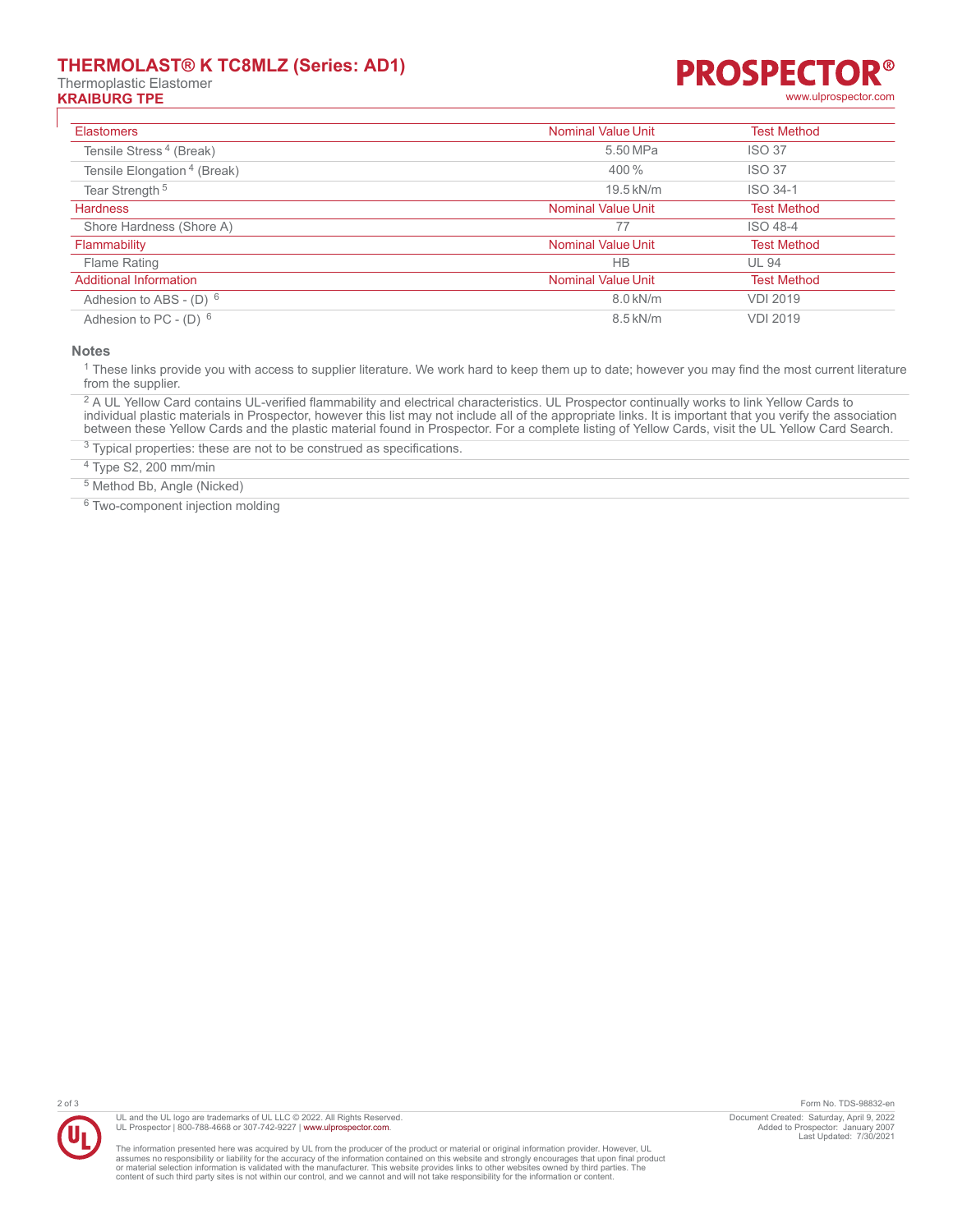| Elastomers | Nominal Value Unit | Test Method |
| --- | --- | --- |
| Tensile Stress [4] (Break) | 5.50 MPa | ISO 37 |
| Tensile Elongation [4] (Break) | 400 % | ISO 37 |
| Tear Strength [5] | 19.5 kN/m | ISO 34-1 |
| **Hardness** | **Nominal Value Unit** | **Test Method** |
| Shore Hardness (Shore A) | 77 | ISO 48-4 |
| **Flammability** | **Nominal Value Unit** | **Test Method** |
| Flame Rating | HB | UL 94 |
| **Additional Information** | **Nominal Value Unit** | **Test Method** |
| Adhesion to ABS - (D) [6] | 8.0 kN/m | VDI 2019 |
| Adhesion to PC - (D) [6] | 8.5 kN/m | VDI 2019 |

## Notes

[1] These links provide you with access to supplier literature. We work hard to keep them up to date; however you may find the most current literature from the supplier.

[2] A UL Yellow Card contains UL-verified flammability and electrical characteristics. UL Prospector continually works to link Yellow Cards to individual plastic materials in Prospector, however this list may not include all of the appropriate links. It is important that you verify the association between these Yellow Cards and the plastic material found in Prospector. For a complete listing of Yellow Cards, visit the UL Yellow Card Search.

[3] Typical properties: these are not to be construed as specifications.

[4] Type S2, 200 mm/min

[5] Method Bb, Angle (Nicked)

[6] Two-component injection molding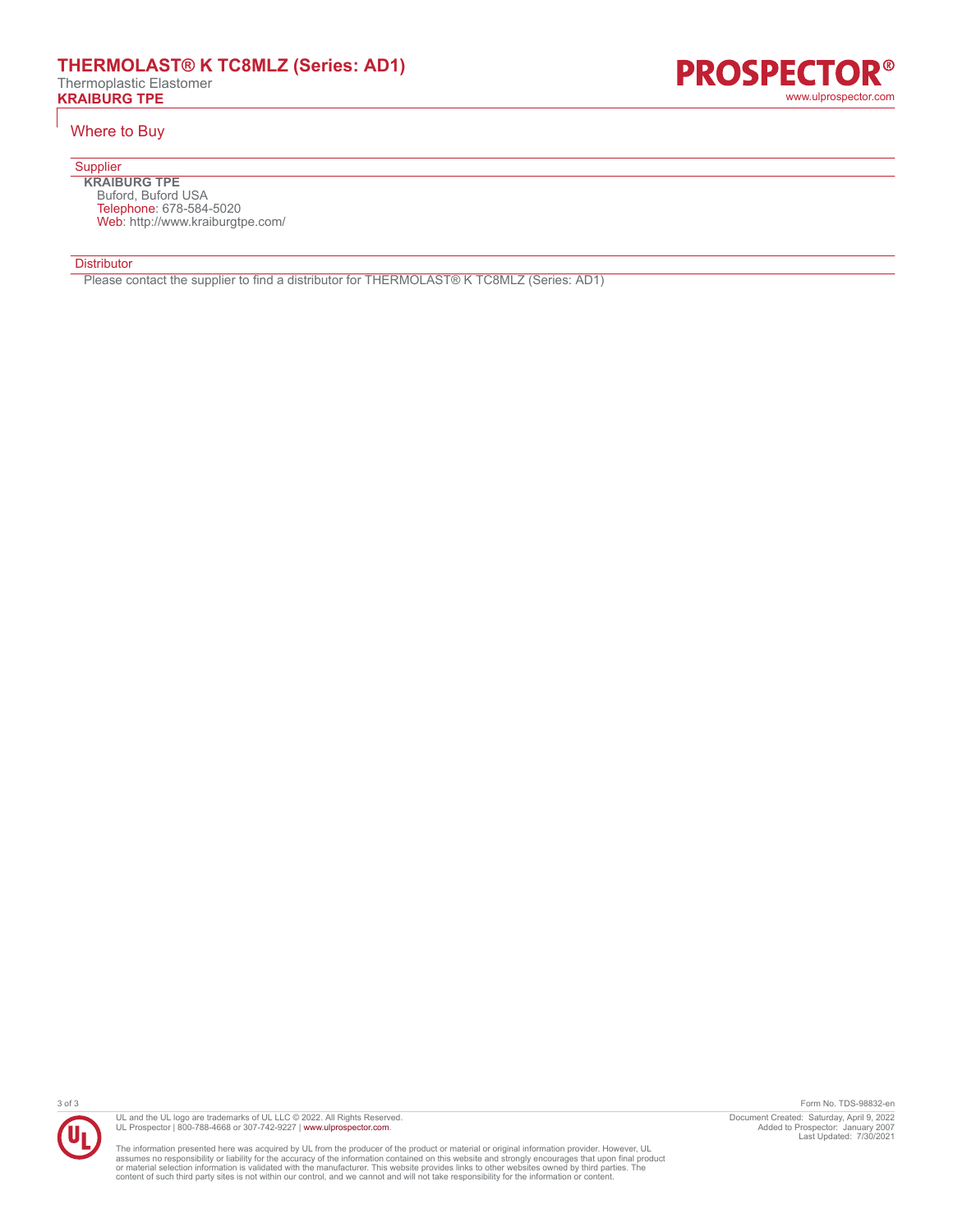## Where to Buy

### Supplier

**KRAIBURG TPE**
Buford, Buford USA
Telephone: 678-584-5020
Web: http://www.kraiburgtpe.com/

### Distributor

Please contact the supplier to find a distributor for THERMOLAST® K TC8MLZ (Series: AD1)